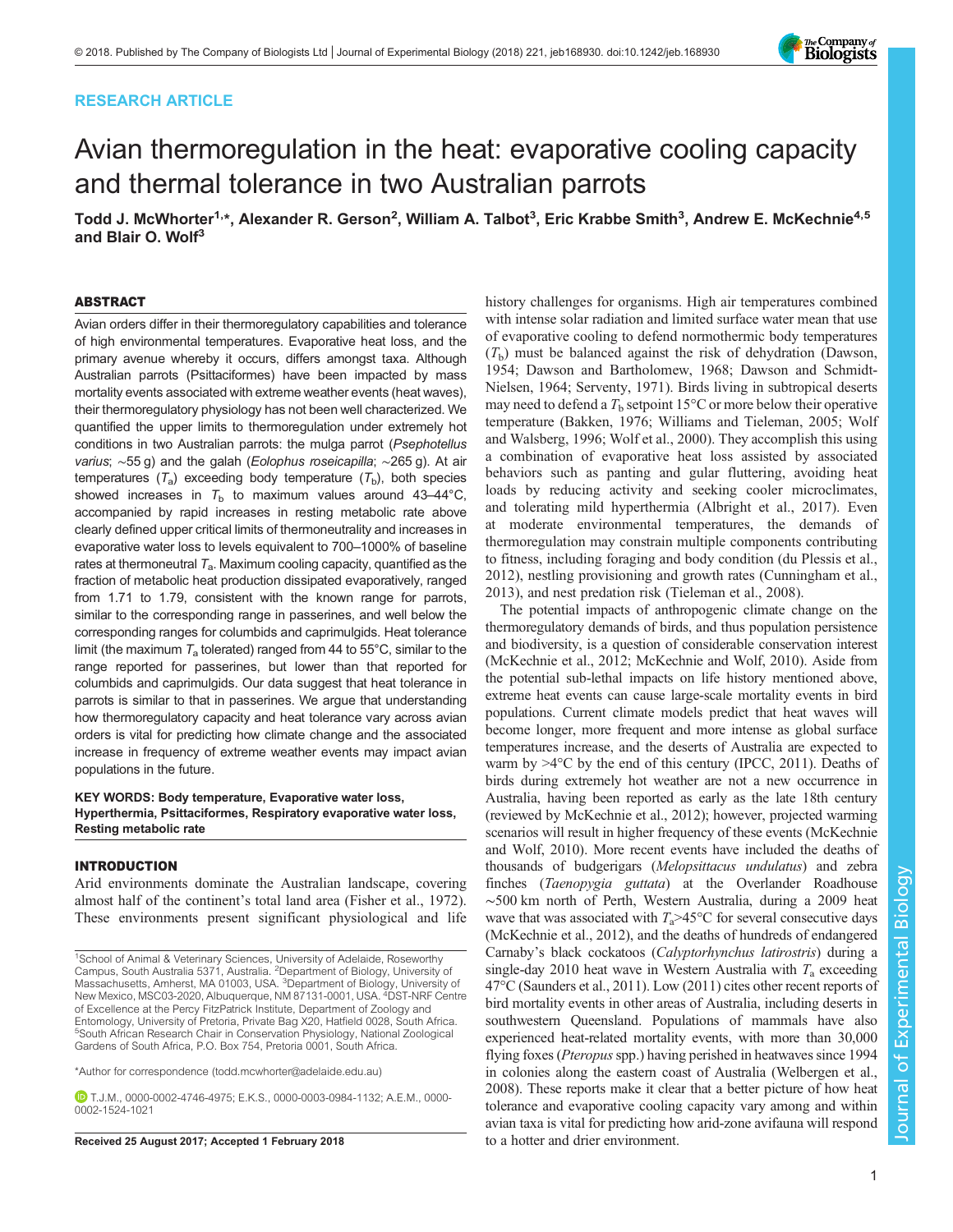RESEARCH ARTICLE

# Avian thermoregulation in the heat: evaporative cooling capacity and thermal tolerance in two Australian parrots

Todd J. McWhorter[1,*], Alexander R. Gerson[2], William A. Talbot[3], Eric Krabbe Smith[3], Andrew E. McKechnie[4,5] and Blair O. Wolf[3]

## ABSTRACT

Avian orders differ in their thermoregulatory capabilities and tolerance of high environmental temperatures. Evaporative heat loss, and the primary avenue whereby it occurs, differs amongst taxa. Although Australian parrots (Psittaciformes) have been impacted by mass mortality events associated with extreme weather events (heat waves), their thermoregulatory physiology has not been well characterized. We quantified the upper limits to thermoregulation under extremely hot conditions in two Australian parrots: the mulga parrot (*Psephotellus varius*; ∼55 g) and the galah (*Eolophus roseicapilla*; ∼265 g). At air temperatures ($T_a$) exceeding body temperature ($T_b$), both species showed increases in $T_b$ to maximum values around 43–44°C, accompanied by rapid increases in resting metabolic rate above clearly defined upper critical limits of thermoneutrality and increases in evaporative water loss to levels equivalent to 700–1000% of baseline rates at thermoneutral $T_a$. Maximum cooling capacity, quantified as the fraction of metabolic heat production dissipated evaporatively, ranged from 1.71 to 1.79, consistent with the known range for parrots, similar to the corresponding range in passerines, and well below the corresponding ranges for columbids and caprimulgids. Heat tolerance limit (the maximum $T_a$ tolerated) ranged from 44 to 55°C, similar to the range reported for passerines, but lower than that reported for columbids and caprimulgids. Our data suggest that heat tolerance in parrots is similar to that in passerines. We argue that understanding how thermoregulatory capacity and heat tolerance vary across avian orders is vital for predicting how climate change and the associated increase in frequency of extreme weather events may impact avian populations in the future.

**KEY WORDS: Body temperature, Evaporative water loss, Hyperthermia, Psittaciformes, Respiratory evaporative water loss, Resting metabolic rate**

## INTRODUCTION

Arid environments dominate the Australian landscape, covering almost half of the continent's total land area (Fisher et al., 1972). These environments present significant physiological and life history challenges for organisms. High air temperatures combined with intense solar radiation and limited surface water mean that use of evaporative cooling to defend normothermic body temperatures ($T_b$) must be balanced against the risk of dehydration (Dawson, 1954; Dawson and Bartholomew, 1968; Dawson and Schmidt-Nielsen, 1964; Serventy, 1971). Birds living in subtropical deserts may need to defend a $T_b$ setpoint 15°C or more below their operative temperature (Bakken, 1976; Williams and Tieleman, 2005; Wolf and Walsberg, 1996; Wolf et al., 2000). They accomplish this using a combination of evaporative heat loss assisted by associated behaviors such as panting and gular fluttering, avoiding heat loads by reducing activity and seeking cooler microclimates, and tolerating mild hyperthermia (Albright et al., 2017). Even at moderate environmental temperatures, the demands of thermoregulation may constrain multiple components contributing to fitness, including foraging and body condition (du Plessis et al., 2012), nestling provisioning and growth rates (Cunningham et al., 2013), and nest predation risk (Tieleman et al., 2008).

The potential impacts of anthropogenic climate change on the thermoregulatory demands of birds, and thus population persistence and biodiversity, is a question of considerable conservation interest (McKechnie et al., 2012; McKechnie and Wolf, 2010). Aside from the potential sub-lethal impacts on life history mentioned above, extreme heat events can cause large-scale mortality events in bird populations. Current climate models predict that heat waves will become longer, more frequent and more intense as global surface temperatures increase, and the deserts of Australia are expected to warm by >4°C by the end of this century (IPCC, 2011). Deaths of birds during extremely hot weather are not a new occurrence in Australia, having been reported as early as the late 18th century (reviewed by McKechnie et al., 2012); however, projected warming scenarios will result in higher frequency of these events (McKechnie and Wolf, 2010). More recent events have included the deaths of thousands of budgerigars (*Melopsittacus undulatus*) and zebra finches (*Taenopygia guttata*) at the Overlander Roadhouse ∼500 km north of Perth, Western Australia, during a 2009 heat wave that was associated with $T_a$>45°C for several consecutive days (McKechnie et al., 2012), and the deaths of hundreds of endangered Carnaby's black cockatoos (*Calyptorhynchus latirostris*) during a single-day 2010 heat wave in Western Australia with $T_a$ exceeding 47°C (Saunders et al., 2011). Low (2011) cites other recent reports of bird mortality events in other areas of Australia, including deserts in southwestern Queensland. Populations of mammals have also experienced heat-related mortality events, with more than 30,000 flying foxes (*Pteropus* spp.) having perished in heatwaves since 1994 in colonies along the eastern coast of Australia (Welbergen et al., 2008). These reports make it clear that a better picture of how heat tolerance and evaporative cooling capacity vary among and within avian taxa is vital for predicting how arid-zone avifauna will respond to a hotter and drier environment.

[1]School of Animal & Veterinary Sciences, University of Adelaide, Roseworthy Campus, South Australia 5371, Australia. [2]Department of Biology, University of Massachusetts, Amherst, MA 01003, USA. [3]Department of Biology, University of New Mexico, MSC03-2020, Albuquerque, NM 87131-0001, USA. [4]DST-NRF Centre of Excellence at the Percy FitzPatrick Institute, Department of Zoology and Entomology, University of Pretoria, Private Bag X20, Hatfield 0028, South Africa. [5]South African Research Chair in Conservation Physiology, National Zoological Gardens of South Africa, P.O. Box 754, Pretoria 0001, South Africa.

*Author for correspondence (todd.mcwhorter@adelaide.edu.au)

T.J.M., 0000-0002-4746-4975; E.K.S., 0000-0003-0984-1132; A.E.M., 0000-0002-1524-1021

Received 25 August 2017; Accepted 1 February 2018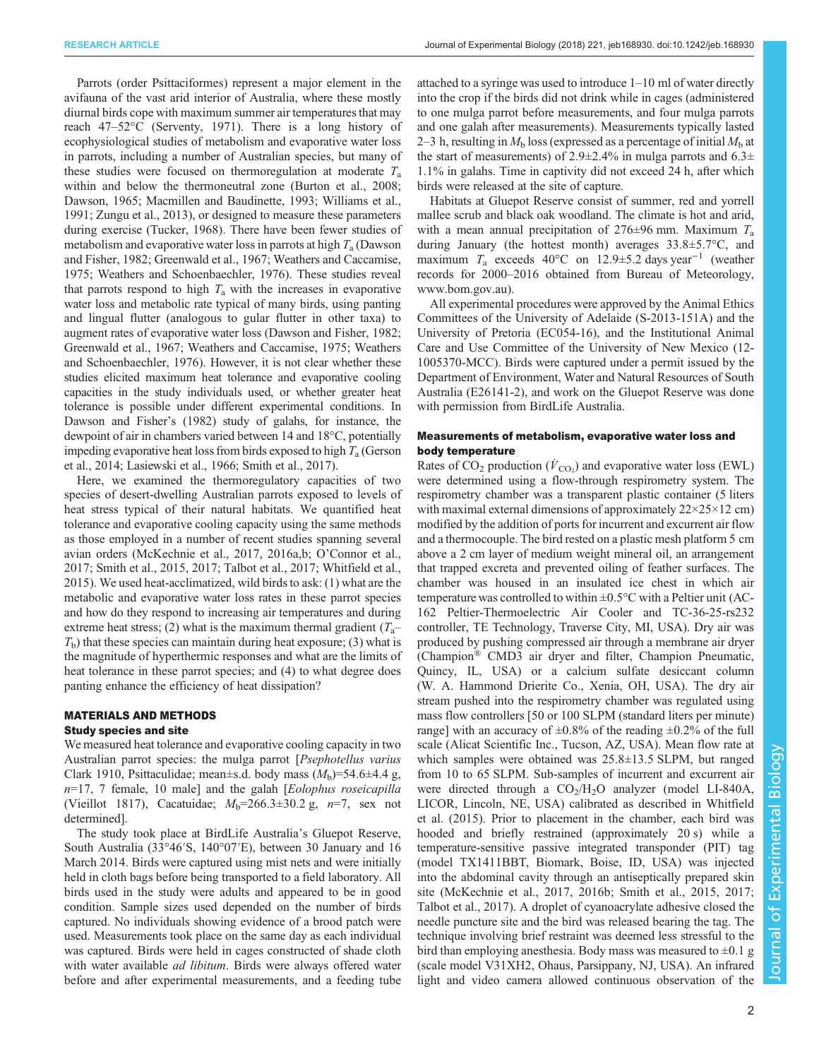Parrots (order Psittaciformes) represent a major element in the avifauna of the vast arid interior of Australia, where these mostly diurnal birds cope with maximum summer air temperatures that may reach 47–52°C (Serventy, 1971). There is a long history of ecophysiological studies of metabolism and evaporative water loss in parrots, including a number of Australian species, but many of these studies were focused on thermoregulation at moderate $T_a$ within and below the thermoneutral zone (Burton et al., 2008; Dawson, 1965; Macmillen and Baudinette, 1993; Williams et al., 1991; Zungu et al., 2013), or designed to measure these parameters during exercise (Tucker, 1968). There have been fewer studies of metabolism and evaporative water loss in parrots at high $T_a$ (Dawson and Fisher, 1982; Greenwald et al., 1967; Weathers and Caccamise, 1975; Weathers and Schoenbaechler, 1976). These studies reveal that parrots respond to high $T_a$ with the increases in evaporative water loss and metabolic rate typical of many birds, using panting and lingual flutter (analogous to gular flutter in other taxa) to augment rates of evaporative water loss (Dawson and Fisher, 1982; Greenwald et al., 1967; Weathers and Caccamise, 1975; Weathers and Schoenbaechler, 1976). However, it is not clear whether these studies elicited maximum heat tolerance and evaporative cooling capacities in the study individuals used, or whether greater heat tolerance is possible under different experimental conditions. In Dawson and Fisher's (1982) study of galahs, for instance, the dewpoint of air in chambers varied between 14 and 18°C, potentially impeding evaporative heat loss from birds exposed to high $T_a$ (Gerson et al., 2014; Lasiewski et al., 1966; Smith et al., 2017).

Here, we examined the thermoregulatory capacities of two species of desert-dwelling Australian parrots exposed to levels of heat stress typical of their natural habitats. We quantified heat tolerance and evaporative cooling capacity using the same methods as those employed in a number of recent studies spanning several avian orders (McKechnie et al., 2017, 2016a,b; O'Connor et al., 2017; Smith et al., 2015, 2017; Talbot et al., 2017; Whitfield et al., 2015). We used heat-acclimatized, wild birds to ask: (1) what are the metabolic and evaporative water loss rates in these parrot species and how do they respond to increasing air temperatures and during extreme heat stress; (2) what is the maximum thermal gradient ($T_a$–$T_b$) that these species can maintain during heat exposure; (3) what is the magnitude of hyperthermic responses and what are the limits of heat tolerance in these parrot species; and (4) to what degree does panting enhance the efficiency of heat dissipation?

## MATERIALS AND METHODS

### Study species and site

We measured heat tolerance and evaporative cooling capacity in two Australian parrot species: the mulga parrot [*Psephotellus varius* Clark 1910, Psittaculidae; mean±s.d. body mass ($M_b$)=54.6±4.4 g, $n$=17, 7 female, 10 male] and the galah [*Eolophus roseicapilla* (Vieillot 1817), Cacatuidae; $M_b$=266.3±30.2 g, $n$=7, sex not determined].

The study took place at BirdLife Australia's Gluepot Reserve, South Australia (33°46′S, 140°07′E), between 30 January and 16 March 2014. Birds were captured using mist nets and were initially held in cloth bags before being transported to a field laboratory. All birds used in the study were adults and appeared to be in good condition. Sample sizes used depended on the number of birds captured. No individuals showing evidence of a brood patch were used. Measurements took place on the same day as each individual was captured. Birds were held in cages constructed of shade cloth with water available *ad libitum*. Birds were always offered water before and after experimental measurements, and a feeding tube attached to a syringe was used to introduce 1–10 ml of water directly into the crop if the birds did not drink while in cages (administered to one mulga parrot before measurements, and four mulga parrots and one galah after measurements). Measurements typically lasted 2–3 h, resulting in $M_b$ loss (expressed as a percentage of initial $M_b$ at the start of measurements) of 2.9±2.4% in mulga parrots and 6.3±1.1% in galahs. Time in captivity did not exceed 24 h, after which birds were released at the site of capture.

Habitats at Gluepot Reserve consist of summer, red and yorrell mallee scrub and black oak woodland. The climate is hot and arid, with a mean annual precipitation of 276±96 mm. Maximum $T_a$ during January (the hottest month) averages 33.8±5.7°C, and maximum $T_a$ exceeds 40°C on 12.9±5.2 days year$^{-1}$ (weather records for 2000–2016 obtained from Bureau of Meteorology, www.bom.gov.au).

All experimental procedures were approved by the Animal Ethics Committees of the University of Adelaide (S-2013-151A) and the University of Pretoria (EC054-16), and the Institutional Animal Care and Use Committee of the University of New Mexico (12-1005370-MCC). Birds were captured under a permit issued by the Department of Environment, Water and Natural Resources of South Australia (E26141-2), and work on the Gluepot Reserve was done with permission from BirdLife Australia.

### Measurements of metabolism, evaporative water loss and body temperature

Rates of $CO_2$ production ($\dot{V}_{CO_2}$) and evaporative water loss (EWL) were determined using a flow-through respirometry system. The respirometry chamber was a transparent plastic container (5 liters with maximal external dimensions of approximately 22×25×12 cm) modified by the addition of ports for incurrent and excurrent air flow and a thermocouple. The bird rested on a plastic mesh platform 5 cm above a 2 cm layer of medium weight mineral oil, an arrangement that trapped excreta and prevented oiling of feather surfaces. The chamber was housed in an insulated ice chest in which air temperature was controlled to within ±0.5°C with a Peltier unit (AC-162 Peltier-Thermoelectric Air Cooler and TC-36-25-rs232 controller, TE Technology, Traverse City, MI, USA). Dry air was produced by pushing compressed air through a membrane air dryer (Champion® CMD3 air dryer and filter, Champion Pneumatic, Quincy, IL, USA) or a calcium sulfate desiccant column (W. A. Hammond Drierite Co., Xenia, OH, USA). The dry air stream pushed into the respirometry chamber was regulated using mass flow controllers [50 or 100 SLPM (standard liters per minute) range] with an accuracy of ±0.8% of the reading ±0.2% of the full scale (Alicat Scientific Inc., Tucson, AZ, USA). Mean flow rate at which samples were obtained was 25.8±13.5 SLPM, but ranged from 10 to 65 SLPM. Sub-samples of incurrent and excurrent air were directed through a $CO_2$/$H_2O$ analyzer (model LI-840A, LICOR, Lincoln, NE, USA) calibrated as described in Whitfield et al. (2015). Prior to placement in the chamber, each bird was hooded and briefly restrained (approximately 20 s) while a temperature-sensitive passive integrated transponder (PIT) tag (model TX1411BBT, Biomark, Boise, ID, USA) was injected into the abdominal cavity through an antiseptically prepared skin site (McKechnie et al., 2017, 2016b; Smith et al., 2015, 2017; Talbot et al., 2017). A droplet of cyanoacrylate adhesive closed the needle puncture site and the bird was released bearing the tag. The technique involving brief restraint was deemed less stressful to the bird than employing anesthesia. Body mass was measured to ±0.1 g (scale model V31XH2, Ohaus, Parsippany, NJ, USA). An infrared light and video camera allowed continuous observation of the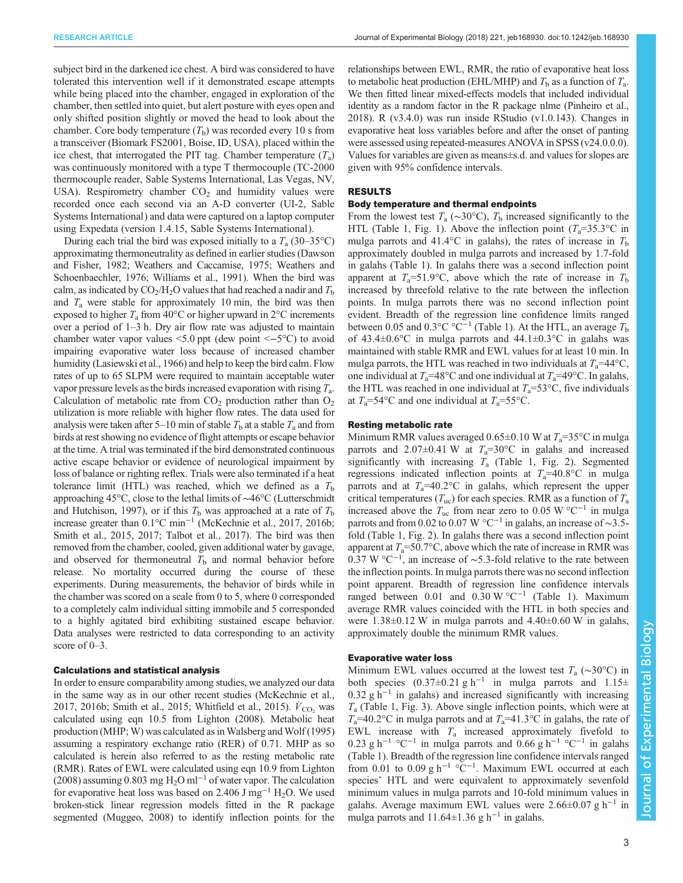subject bird in the darkened ice chest. A bird was considered to have tolerated this intervention well if it demonstrated escape attempts while being placed into the chamber, engaged in exploration of the chamber, then settled into quiet, but alert posture with eyes open and only shifted position slightly or moved the head to look about the chamber. Core body temperature ($T_b$) was recorded every 10 s from a transceiver (Biomark FS2001, Boise, ID, USA), placed within the ice chest, that interrogated the PIT tag. Chamber temperature ($T_a$) was continuously monitored with a type T thermocouple (TC-2000 thermocouple reader, Sable Systems International, Las Vegas, NV, USA). Respirometry chamber $CO_2$ and humidity values were recorded once each second via an A-D converter (UI-2, Sable Systems International) and data were captured on a laptop computer using Expedata (version 1.4.15, Sable Systems International).

During each trial the bird was exposed initially to a $T_a$ (30–35°C) approximating thermoneutrality as defined in earlier studies (Dawson and Fisher, 1982; Weathers and Caccamise, 1975; Weathers and Schoenbaechler, 1976; Williams et al., 1991). When the bird was calm, as indicated by $CO_2$/$H_2O$ values that had reached a nadir and $T_b$ and $T_a$ were stable for approximately 10 min, the bird was then exposed to higher $T_a$ from 40°C or higher upward in 2°C increments over a period of 1–3 h. Dry air flow rate was adjusted to maintain chamber water vapor values <5.0 ppt (dew point <−5°C) to avoid impairing evaporative water loss because of increased chamber humidity (Lasiewski et al., 1966) and help to keep the bird calm. Flow rates of up to 65 SLPM were required to maintain acceptable water vapor pressure levels as the birds increased evaporation with rising $T_a$. Calculation of metabolic rate from $CO_2$ production rather than $O_2$ utilization is more reliable with higher flow rates. The data used for analysis were taken after 5–10 min of stable $T_b$ at a stable $T_a$ and from birds at rest showing no evidence of flight attempts or escape behavior at the time. A trial was terminated if the bird demonstrated continuous active escape behavior or evidence of neurological impairment by loss of balance or righting reflex. Trials were also terminated if a heat tolerance limit (HTL) was reached, which we defined as a $T_b$ approaching 45°C, close to the lethal limits of ~46°C (Lutterschmidt and Hutchison, 1997), or if this $T_b$ was approached at a rate of $T_b$ increase greater than 0.1°C min$^{-1}$ (McKechnie et al., 2017, 2016b; Smith et al., 2015, 2017; Talbot et al., 2017). The bird was then removed from the chamber, cooled, given additional water by gavage, and observed for thermoneutral $T_b$ and normal behavior before release. No mortality occurred during the course of these experiments. During measurements, the behavior of birds while in the chamber was scored on a scale from 0 to 5, where 0 corresponded to a completely calm individual sitting immobile and 5 corresponded to a highly agitated bird exhibiting sustained escape behavior. Data analyses were restricted to data corresponding to an activity score of 0–3.

### Calculations and statistical analysis

In order to ensure comparability among studies, we analyzed our data in the same way as in our other recent studies (McKechnie et al., 2017, 2016b; Smith et al., 2015; Whitfield et al., 2015). $\dot{V}_{CO_2}$ was calculated using eqn 10.5 from Lighton (2008). Metabolic heat production (MHP; W) was calculated as in Walsberg and Wolf (1995) assuming a respiratory exchange ratio (RER) of 0.71. MHP as so calculated is herein also referred to as the resting metabolic rate (RMR). Rates of EWL were calculated using eqn 10.9 from Lighton (2008) assuming 0.803 mg $H_2O$ ml$^{-1}$ of water vapor. The calculation for evaporative heat loss was based on 2.406 J mg$^{-1}$ $H_2O$. We used broken-stick linear regression models fitted in the R package segmented (Muggeo, 2008) to identify inflection points for the relationships between EWL, RMR, the ratio of evaporative heat loss to metabolic heat production (EHL/MHP) and $T_b$ as a function of $T_a$. We then fitted linear mixed-effects models that included individual identity as a random factor in the R package nlme (Pinheiro et al., 2018). R (v3.4.0) was run inside RStudio (v1.0.143). Changes in evaporative heat loss variables before and after the onset of panting were assessed using repeated-measures ANOVA in SPSS (v24.0.0.0). Values for variables are given as means±s.d. and values for slopes are given with 95% confidence intervals.

## RESULTS

### Body temperature and thermal endpoints

From the lowest test $T_a$ (~30°C), $T_b$ increased significantly to the HTL (Table 1, Fig. 1). Above the inflection point ($T_a$=35.3°C in mulga parrots and 41.4°C in galahs), the rates of increase in $T_b$ approximately doubled in mulga parrots and increased by 1.7-fold in galahs (Table 1). In galahs there was a second inflection point apparent at $T_a$=51.9°C, above which the rate of increase in $T_b$ increased by threefold relative to the rate between the inflection points. In mulga parrots there was no second inflection point evident. Breadth of the regression line confidence limits ranged between 0.05 and 0.3°C °C$^{-1}$ (Table 1). At the HTL, an average $T_b$ of 43.4±0.6°C in mulga parrots and 44.1±0.3°C in galahs was maintained with stable RMR and EWL values for at least 10 min. In mulga parrots, the HTL was reached in two individuals at $T_a$=44°C, one individual at $T_a$=48°C and one individual at $T_a$=49°C. In galahs, the HTL was reached in one individual at $T_a$=53°C, five individuals at $T_a$=54°C and one individual at $T_a$=55°C.

### Resting metabolic rate

Minimum RMR values averaged 0.65±0.10 W at $T_a$=35°C in mulga parrots and 2.07±0.41 W at $T_a$=30°C in galahs and increased significantly with increasing $T_a$ (Table 1, Fig. 2). Segmented regressions indicated inflection points at $T_a$=40.8°C in mulga parrots and at $T_a$=40.2°C in galahs, which represent the upper critical temperatures ($T_{uc}$) for each species. RMR as a function of $T_a$ increased above the $T_{uc}$ from near zero to 0.05 W °C$^{-1}$ in mulga parrots and from 0.02 to 0.07 W °C$^{-1}$ in galahs, an increase of ~3.5-fold (Table 1, Fig. 2). In galahs there was a second inflection point apparent at $T_a$=50.7°C, above which the rate of increase in RMR was 0.37 W °C$^{-1}$, an increase of ~5.3-fold relative to the rate between the inflection points. In mulga parrots there was no second inflection point apparent. Breadth of regression line confidence intervals ranged between 0.01 and 0.30 W °C$^{-1}$ (Table 1). Maximum average RMR values coincided with the HTL in both species and were 1.38±0.12 W in mulga parrots and 4.40±0.60 W in galahs, approximately double the minimum RMR values.

### Evaporative water loss

Minimum EWL values occurred at the lowest test $T_a$ (~30°C) in both species (0.37±0.21 g h$^{-1}$ in mulga parrots and 1.15±0.32 g h$^{-1}$ in galahs) and increased significantly with increasing $T_a$ (Table 1, Fig. 3). Above single inflection points, which were at $T_a$=40.2°C in mulga parrots and at $T_a$=41.3°C in galahs, the rate of EWL increase with $T_a$ increased approximately fivefold to 0.23 g h$^{-1}$ °C$^{-1}$ in mulga parrots and 0.66 g h$^{-1}$ °C$^{-1}$ in galahs (Table 1). Breadth of the regression line confidence intervals ranged from 0.01 to 0.09 g h$^{-1}$ °C$^{-1}$. Maximum EWL occurred at each species' HTL and were equivalent to approximately sevenfold minimum values in mulga parrots and 10-fold minimum values in galahs. Average maximum EWL values were 2.66±0.07 g h$^{-1}$ in mulga parrots and 11.64±1.36 g h$^{-1}$ in galahs.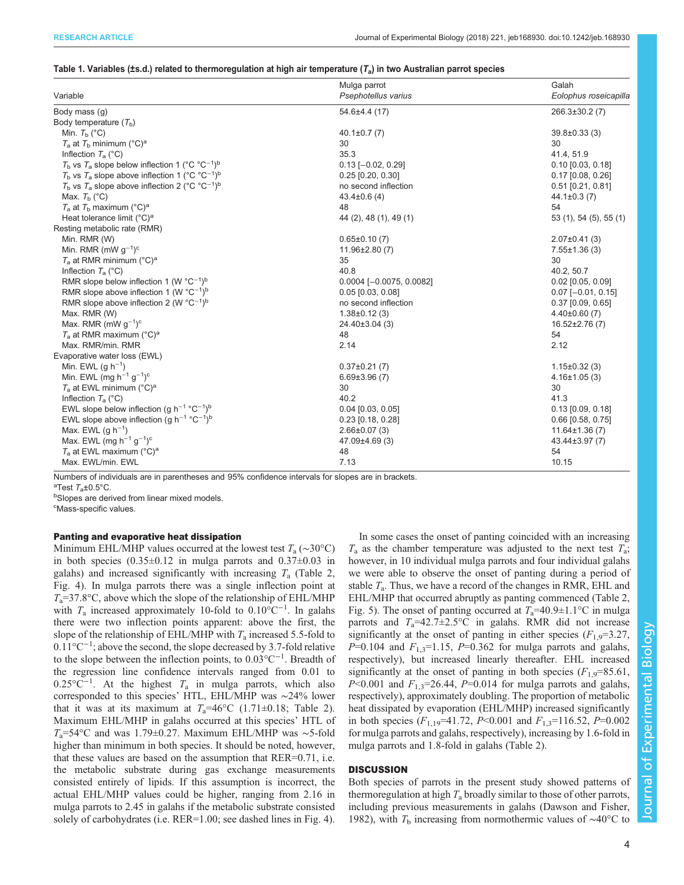**Table 1. Variables (±s.d.) related to thermoregulation at high air temperature ($T_a$) in two Australian parrot species**

| Variable | Mulga parrot *Psephotellus varius* | Galah *Eolophus roseicapilla* |
|---|---|---|
| Body mass (g) | 54.6±4.4 (17) | 266.3±30.2 (7) |
| Body temperature ($T_b$) | | |
| Min. $T_b$ (°C) | 40.1±0.7 (7) | 39.8±0.33 (3) |
| $T_a$ at $T_b$ minimum (°C)[a] | 30 | 30 |
| Inflection $T_a$ (°C) | 35.3 | 41.4, 51.9 |
| $T_b$ vs $T_a$ slope below inflection 1 (°C °C$^{-1}$)[b] | 0.13 [−0.02, 0.29] | 0.10 [0.03, 0.18] |
| $T_b$ vs $T_a$ slope above inflection 1 (°C °C$^{-1}$)[b] | 0.25 [0.20, 0.30] | 0.17 [0.08, 0.26] |
| $T_b$ vs $T_a$ slope above inflection 2 (°C °C$^{-1}$)[b] | no second inflection | 0.51 [0.21, 0.81] |
| Max. $T_b$ (°C) | 43.4±0.6 (4) | 44.1±0.3 (7) |
| $T_a$ at $T_b$ maximum (°C)[a] | 48 | 54 |
| Heat tolerance limit (°C)[a] | 44 (2), 48 (1), 49 (1) | 53 (1), 54 (5), 55 (1) |
| Resting metabolic rate (RMR) | | |
| Min. RMR (W) | 0.65±0.10 (7) | 2.07±0.41 (3) |
| Min. RMR (mW g$^{-1}$)[c] | 11.96±2.80 (7) | 7.55±1.36 (3) |
| $T_a$ at RMR minimum (°C)[a] | 35 | 30 |
| Inflection $T_a$ (°C) | 40.8 | 40.2, 50.7 |
| RMR slope below inflection 1 (W °C$^{-1}$)[b] | 0.0004 [−0.0075, 0.0082] | 0.02 [0.05, 0.09] |
| RMR slope above inflection 1 (W °C$^{-1}$)[b] | 0.05 [0.03, 0.08] | 0.07 [−0.01, 0.15] |
| RMR slope above inflection 2 (W °C$^{-1}$)[b] | no second inflection | 0.37 [0.09, 0.65] |
| Max. RMR (W) | 1.38±0.12 (3) | 4.40±0.60 (7) |
| Max. RMR (mW g$^{-1}$)[c] | 24.40±3.04 (3) | 16.52±2.76 (7) |
| $T_a$ at RMR maximum (°C)[a] | 48 | 54 |
| Max. RMR/min. RMR | 2.14 | 2.12 |
| Evaporative water loss (EWL) | | |
| Min. EWL (g h$^{-1}$) | 0.37±0.21 (7) | 1.15±0.32 (3) |
| Min. EWL (mg h$^{-1}$ g$^{-1}$)[c] | 6.69±3.96 (7) | 4.16±1.05 (3) |
| $T_a$ at EWL minimum (°C)[a] | 30 | 30 |
| Inflection $T_a$ (°C) | 40.2 | 41.3 |
| EWL slope below inflection (g h$^{-1}$ °C$^{-1}$)[b] | 0.04 [0.03, 0.05] | 0.13 [0.09, 0.18] |
| EWL slope above inflection (g h$^{-1}$ °C$^{-1}$)[b] | 0.23 [0.18, 0.28] | 0.66 [0.58, 0.75] |
| Max. EWL (g h$^{-1}$) | 2.66±0.07 (3) | 11.64±1.36 (7) |
| Max. EWL (mg h$^{-1}$ g$^{-1}$)[c] | 47.09±4.69 (3) | 43.44±3.97 (7) |
| $T_a$ at EWL maximum (°C)[a] | 48 | 54 |
| Max. EWL/min. EWL | 7.13 | 10.15 |

Numbers of individuals are in parentheses and 95% confidence intervals for slopes are in brackets.
[a]Test $T_a$±0.5°C.
[b]Slopes are derived from linear mixed models.
[c]Mass-specific values.

### Panting and evaporative heat dissipation

Minimum EHL/MHP values occurred at the lowest test $T_a$ (~30°C) in both species (0.35±0.12 in mulga parrots and 0.37±0.03 in galahs) and increased significantly with increasing $T_a$ (Table 2, Fig. 4). In mulga parrots there was a single inflection point at $T_a$=37.8°C, above which the slope of the relationship of EHL/MHP with $T_a$ increased approximately 10-fold to 0.10°C$^{-1}$. In galahs there were two inflection points apparent: above the first, the slope of the relationship of EHL/MHP with $T_a$ increased 5.5-fold to 0.11°C$^{-1}$; above the second, the slope decreased by 3.7-fold relative to the slope between the inflection points, to 0.03°C$^{-1}$. Breadth of the regression line confidence intervals ranged from 0.01 to 0.25°C$^{-1}$. At the highest $T_a$ in mulga parrots, which also corresponded to this species' HTL, EHL/MHP was ~24% lower that it was at its maximum at $T_a$=46°C (1.71±0.18; Table 2). Maximum EHL/MHP in galahs occurred at this species' HTL of $T_a$=54°C and was 1.79±0.27. Maximum EHL/MHP was ~5-fold higher than minimum in both species. It should be noted, however, that these values are based on the assumption that RER=0.71, i.e. the metabolic substrate during gas exchange measurements consisted entirely of lipids. If this assumption is incorrect, the actual EHL/MHP values could be higher, ranging from 2.16 in mulga parrots to 2.45 in galahs if the metabolic substrate consisted solely of carbohydrates (i.e. RER=1.00; see dashed lines in Fig. 4).

In some cases the onset of panting coincided with an increasing $T_a$ as the chamber temperature was adjusted to the next test $T_a$; however, in 10 individual mulga parrots and four individual galahs we were able to observe the onset of panting during a period of stable $T_a$. Thus, we have a record of the changes in RMR, EHL and EHL/MHP that occurred abruptly as panting commenced (Table 2, Fig. 5). The onset of panting occurred at $T_a$=40.9±1.1°C in mulga parrots and $T_a$=42.7±2.5°C in galahs. RMR did not increase significantly at the onset of panting in either species ($F_{1,9}$=3.27, $P$=0.104 and $F_{1,3}$=1.15, $P$=0.362 for mulga parrots and galahs, respectively), but increased linearly thereafter. EHL increased significantly at the onset of panting in both species ($F_{1,9}$=85.61, $P$<0.001 and $F_{1,3}$=26.44, $P$=0.014 for mulga parrots and galahs, respectively), approximately doubling. The proportion of metabolic heat dissipated by evaporation (EHL/MHP) increased significantly in both species ($F_{1,19}$=41.72, $P$<0.001 and $F_{1,3}$=116.52, $P$=0.002 for mulga parrots and galahs, respectively), increasing by 1.6-fold in mulga parrots and 1.8-fold in galahs (Table 2).

## DISCUSSION

Both species of parrots in the present study showed patterns of thermoregulation at high $T_a$ broadly similar to those of other parrots, including previous measurements in galahs (Dawson and Fisher, 1982), with $T_b$ increasing from normothermic values of ~40°C to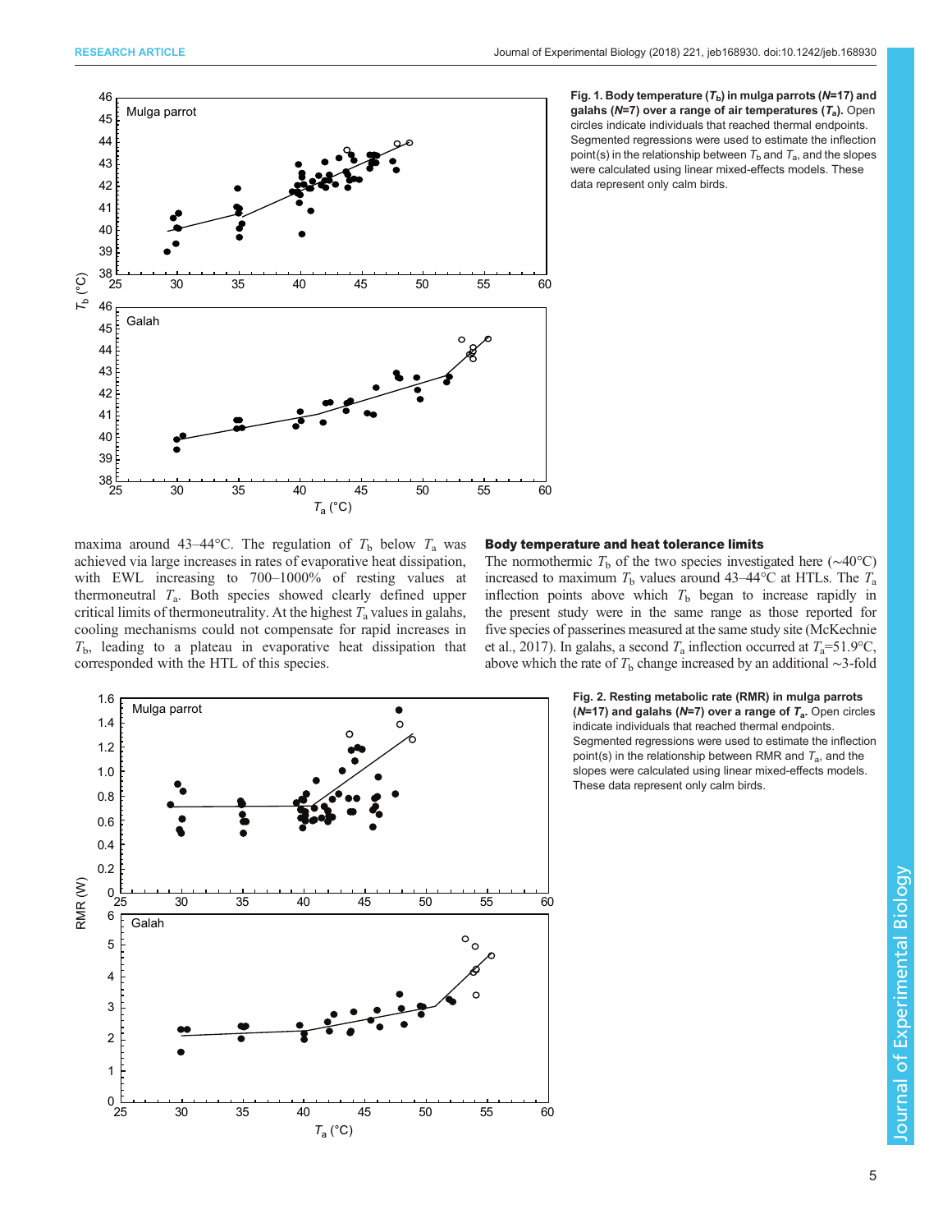**Fig. 1. Body temperature ($T_b$) in mulga parrots ($N$=17) and galahs ($N$=7) over a range of air temperatures ($T_a$).** Open circles indicate individuals that reached thermal endpoints. Segmented regressions were used to estimate the inflection point(s) in the relationship between $T_b$ and $T_a$, and the slopes were calculated using linear mixed-effects models. These data represent only calm birds.

maxima around 43–44°C. The regulation of $T_b$ below $T_a$ was achieved via large increases in rates of evaporative heat dissipation, with EWL increasing to 700–1000% of resting values at thermoneutral $T_a$. Both species showed clearly defined upper critical limits of thermoneutrality. At the highest $T_a$ values in galahs, cooling mechanisms could not compensate for rapid increases in $T_b$, leading to a plateau in evaporative heat dissipation that corresponded with the HTL of this species.

### Body temperature and heat tolerance limits

The normothermic $T_b$ of the two species investigated here (~40°C) increased to maximum $T_b$ values around 43–44°C at HTLs. The $T_a$ inflection points above which $T_b$ began to increase rapidly in the present study were in the same range as those reported for five species of passerines measured at the same study site (McKechnie et al., 2017). In galahs, a second $T_a$ inflection occurred at $T_a$=51.9°C, above which the rate of $T_b$ change increased by an additional ~3-fold

**Fig. 2. Resting metabolic rate (RMR) in mulga parrots ($N$=17) and galahs ($N$=7) over a range of $T_a$.** Open circles indicate individuals that reached thermal endpoints. Segmented regressions were used to estimate the inflection point(s) in the relationship between RMR and $T_a$, and the slopes were calculated using linear mixed-effects models. These data represent only calm birds.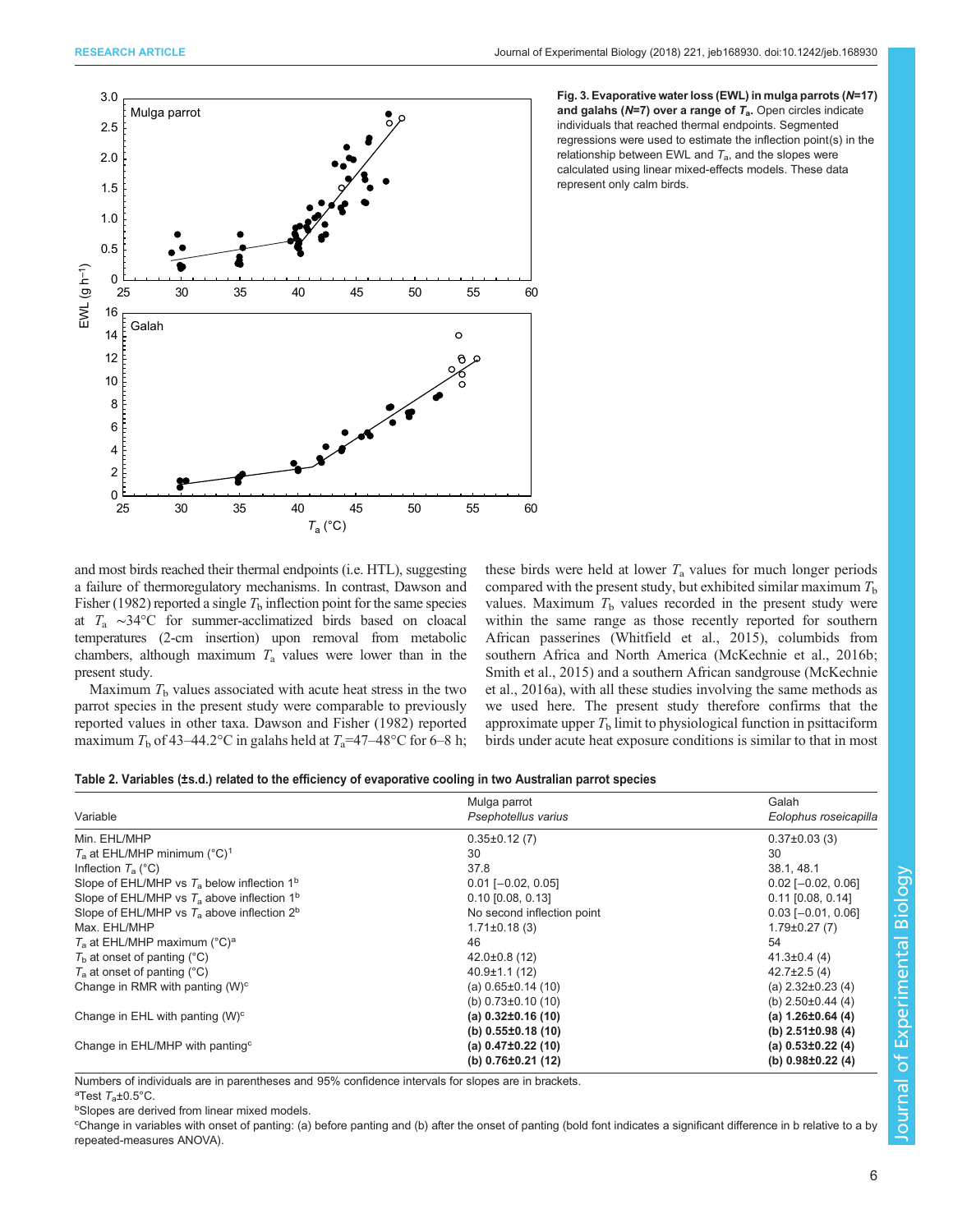Fig. 3. Evaporative water loss (EWL) in mulga parrots (*N*=17) and galahs (*N*=7) over a range of $T_a$. Open circles indicate individuals that reached thermal endpoints. Segmented regressions were used to estimate the inflection point(s) in the relationship between EWL and $T_a$, and the slopes were calculated using linear mixed-effects models. These data represent only calm birds.

and most birds reached their thermal endpoints (i.e. HTL), suggesting a failure of thermoregulatory mechanisms. In contrast, Dawson and Fisher (1982) reported a single $T_b$ inflection point for the same species at $T_a$ ∼34°C for summer-acclimatized birds based on cloacal temperatures (2-cm insertion) upon removal from metabolic chambers, although maximum $T_a$ values were lower than in the present study.

Maximum $T_b$ values associated with acute heat stress in the two parrot species in the present study were comparable to previously reported values in other taxa. Dawson and Fisher (1982) reported maximum $T_b$ of 43–44.2°C in galahs held at $T_a$=47–48°C for 6–8 h; these birds were held at lower $T_a$ values for much longer periods compared with the present study, but exhibited similar maximum $T_b$ values. Maximum $T_b$ values recorded in the present study were within the same range as those recently reported for southern African passerines (Whitfield et al., 2015), columbids from southern Africa and North America (McKechnie et al., 2016b; Smith et al., 2015) and a southern African sandgrouse (McKechnie et al., 2016a), with all these studies involving the same methods as we used here. The present study therefore confirms that the approximate upper $T_b$ limit to physiological function in psittaciform birds under acute heat exposure conditions is similar to that in most

**Table 2. Variables (±s.d.) related to the efficiency of evaporative cooling in two Australian parrot species**

| Variable | Mulga parrot *Psephotellus varius* | Galah *Eolophus roseicapilla* |
|---|---|---|
| Min. EHL/MHP | 0.35±0.12 (7) | 0.37±0.03 (3) |
| $T_a$ at EHL/MHP minimum (°C)[1] | 30 | 30 |
| Inflection $T_a$ (°C) | 37.8 | 38.1, 48.1 |
| Slope of EHL/MHP vs $T_a$ below inflection 1[b] | 0.01 [−0.02, 0.05] | 0.02 [−0.02, 0.06] |
| Slope of EHL/MHP vs $T_a$ above inflection 1[b] | 0.10 [0.08, 0.13] | 0.11 [0.08, 0.14] |
| Slope of EHL/MHP vs $T_a$ above inflection 2[b] | No second inflection point | 0.03 [−0.01, 0.06] |
| Max. EHL/MHP | 1.71±0.18 (3) | 1.79±0.27 (7) |
| $T_a$ at EHL/MHP maximum (°C)[a] | 46 | 54 |
| $T_b$ at onset of panting (°C) | 42.0±0.8 (12) | 41.3±0.4 (4) |
| $T_a$ at onset of panting (°C) | 40.9±1.1 (12) | 42.7±2.5 (4) |
| Change in RMR with panting (W)[c] | (a) 0.65±0.14 (10) | (a) 2.32±0.23 (4) |
| | (b) 0.73±0.10 (10) | (b) 2.50±0.44 (4) |
| Change in EHL with panting (W)[c] | **(a) 0.32±0.16 (10)** | **(a) 1.26±0.64 (4)** |
| | **(b) 0.55±0.18 (10)** | **(b) 2.51±0.98 (4)** |
| Change in EHL/MHP with panting[c] | **(a) 0.47±0.22 (10)** | **(a) 0.53±0.22 (4)** |
| | **(b) 0.76±0.21 (12)** | **(b) 0.98±0.22 (4)** |

Numbers of individuals are in parentheses and 95% confidence intervals for slopes are in brackets.

[a]Test $T_a$±0.5°C.

[b]Slopes are derived from linear mixed models.

[c]Change in variables with onset of panting: (a) before panting and (b) after the onset of panting (bold font indicates a significant difference in b relative to a by repeated-measures ANOVA).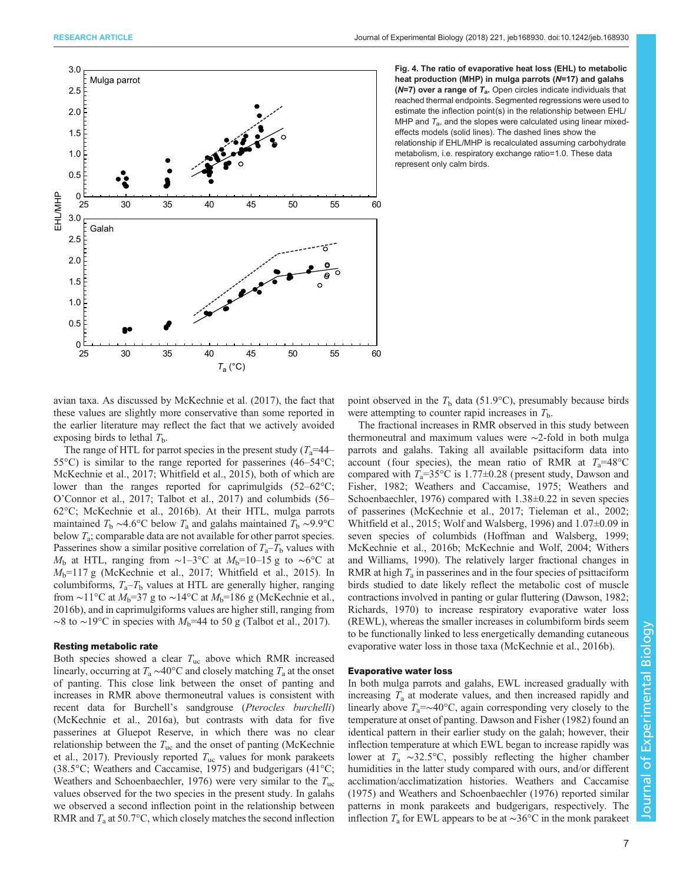**Fig. 4. The ratio of evaporative heat loss (EHL) to metabolic heat production (MHP) in mulga parrots (*N*=17) and galahs (*N*=7) over a range of $T_a$.** Open circles indicate individuals that reached thermal endpoints. Segmented regressions were used to estimate the inflection point(s) in the relationship between EHL/MHP and $T_a$, and the slopes were calculated using linear mixed-effects models (solid lines). The dashed lines show the relationship if EHL/MHP is recalculated assuming carbohydrate metabolism, i.e. respiratory exchange ratio=1.0. These data represent only calm birds.

avian taxa. As discussed by McKechnie et al. (2017), the fact that these values are slightly more conservative than some reported in the earlier literature may reflect the fact that we actively avoided exposing birds to lethal $T_b$.

The range of HTL for parrot species in the present study ($T_a$=44–55°C) is similar to the range reported for passerines (46–54°C; McKechnie et al., 2017; Whitfield et al., 2015), both of which are lower than the ranges reported for caprimulgids (52–62°C; O'Connor et al., 2017; Talbot et al., 2017) and columbids (56–62°C; McKechnie et al., 2016b). At their HTL, mulga parrots maintained $T_b$ ~4.6°C below $T_a$ and galahs maintained $T_b$ ~9.9°C below $T_a$; comparable data are not available for other parrot species. Passerines show a similar positive correlation of $T_a$–$T_b$ values with $M_b$ at HTL, ranging from ~1–3°C at $M_b$=10–15 g to ~6°C at $M_b$=117 g (McKechnie et al., 2017; Whitfield et al., 2015). In columbiformes, $T_a$–$T_b$ values at HTL are generally higher, ranging from ~11°C at $M_b$=37 g to ~14°C at $M_b$=186 g (McKechnie et al., 2016b), and in caprimulgiforms values are higher still, ranging from ~8 to ~19°C in species with $M_b$=44 to 50 g (Talbot et al., 2017).

### Resting metabolic rate

Both species showed a clear $T_{uc}$ above which RMR increased linearly, occurring at $T_a$ ~40°C and closely matching $T_a$ at the onset of panting. This close link between the onset of panting and increases in RMR above thermoneutral values is consistent with recent data for Burchell's sandgrouse (*Pterocles burchelli*) (McKechnie et al., 2016a), but contrasts with data for five passerines at Gluepot Reserve, in which there was no clear relationship between the $T_{uc}$ and the onset of panting (McKechnie et al., 2017). Previously reported $T_{uc}$ values for monk parakeets (38.5°C; Weathers and Caccamise, 1975) and budgerigars (41°C; Weathers and Schoenbaechler, 1976) were very similar to the $T_{uc}$ values observed for the two species in the present study. In galahs we observed a second inflection point in the relationship between RMR and $T_a$ at 50.7°C, which closely matches the second inflection point observed in the $T_b$ data (51.9°C), presumably because birds were attempting to counter rapid increases in $T_b$.

The fractional increases in RMR observed in this study between thermoneutral and maximum values were ~2-fold in both mulga parrots and galahs. Taking all available psittaciform data into account (four species), the mean ratio of RMR at $T_a$=48°C compared with $T_a$=35°C is 1.77±0.28 (present study, Dawson and Fisher, 1982; Weathers and Caccamise, 1975; Weathers and Schoenbaechler, 1976) compared with 1.38±0.22 in seven species of passerines (McKechnie et al., 2017; Tieleman et al., 2002; Whitfield et al., 2015; Wolf and Walsberg, 1996) and 1.07±0.09 in seven species of columbids (Hoffman and Walsberg, 1999; McKechnie et al., 2016b; McKechnie and Wolf, 2004; Withers and Williams, 1990). The relatively larger fractional changes in RMR at high $T_a$ in passerines and in the four species of psittaciform birds studied to date likely reflect the metabolic cost of muscle contractions involved in panting or gular fluttering (Dawson, 1982; Richards, 1970) to increase respiratory evaporative water loss (REWL), whereas the smaller increases in columbiform birds seem to be functionally linked to less energetically demanding cutaneous evaporative water loss in those taxa (McKechnie et al., 2016b).

### Evaporative water loss

In both mulga parrots and galahs, EWL increased gradually with increasing $T_a$ at moderate values, and then increased rapidly and linearly above $T_a$=~40°C, again corresponding very closely to the temperature at onset of panting. Dawson and Fisher (1982) found an identical pattern in their earlier study on the galah; however, their inflection temperature at which EWL began to increase rapidly was lower at $T_a$ ~32.5°C, possibly reflecting the higher chamber humidities in the latter study compared with ours, and/or different acclimation/acclimatization histories. Weathers and Caccamise (1975) and Weathers and Schoenbaechler (1976) reported similar patterns in monk parakeets and budgerigars, respectively. The inflection $T_a$ for EWL appears to be at ~36°C in the monk parakeet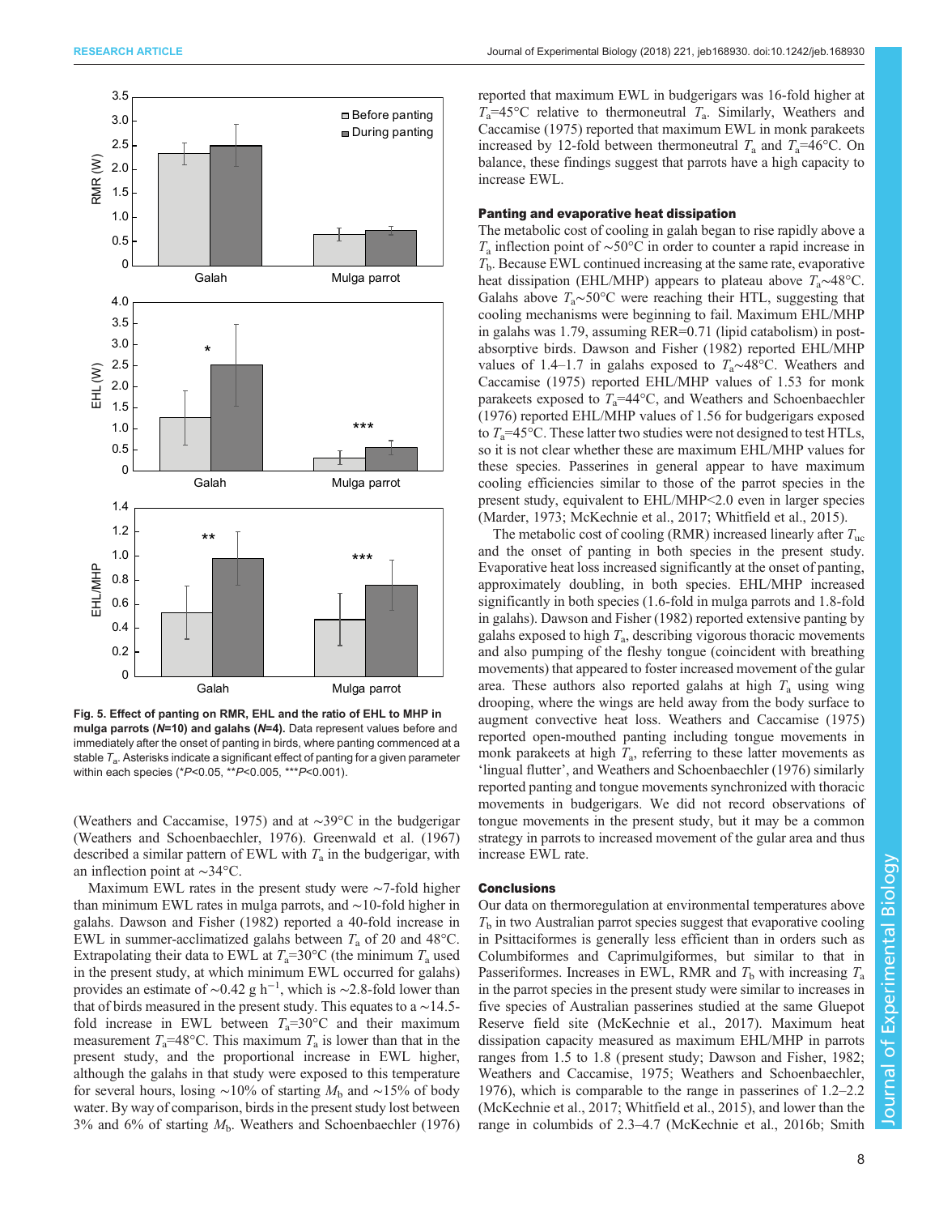Fig. 5. Effect of panting on RMR, EHL and the ratio of EHL to MHP in mulga parrots (*N*=10) and galahs (*N*=4). Data represent values before and immediately after the onset of panting in birds, where panting commenced at a stable $T_a$. Asterisks indicate a significant effect of panting for a given parameter within each species (*$P<0.05$, **$P<0.005$, ***$P<0.001$).

(Weathers and Caccamise, 1975) and at ∼39°C in the budgerigar (Weathers and Schoenbaechler, 1976). Greenwald et al. (1967) described a similar pattern of EWL with $T_a$ in the budgerigar, with an inflection point at ∼34°C.

Maximum EWL rates in the present study were ∼7-fold higher than minimum EWL rates in mulga parrots, and ∼10-fold higher in galahs. Dawson and Fisher (1982) reported a 40-fold increase in EWL in summer-acclimatized galahs between $T_a$ of 20 and 48°C. Extrapolating their data to EWL at $T_a$=30°C (the minimum $T_a$ used in the present study, at which minimum EWL occurred for galahs) provides an estimate of ∼0.42 g h$^{-1}$, which is ∼2.8-fold lower than that of birds measured in the present study. This equates to a ∼14.5-fold increase in EWL between $T_a$=30°C and their maximum measurement $T_a$=48°C. This maximum $T_a$ is lower than that in the present study, and the proportional increase in EWL higher, although the galahs in that study were exposed to this temperature for several hours, losing ∼10% of starting $M_b$ and ∼15% of body water. By way of comparison, birds in the present study lost between 3% and 6% of starting $M_b$. Weathers and Schoenbaechler (1976) reported that maximum EWL in budgerigars was 16-fold higher at $T_a$=45°C relative to thermoneutral $T_a$. Similarly, Weathers and Caccamise (1975) reported that maximum EWL in monk parakeets increased by 12-fold between thermoneutral $T_a$ and $T_a$=46°C. On balance, these findings suggest that parrots have a high capacity to increase EWL.

### Panting and evaporative heat dissipation

The metabolic cost of cooling in galah began to rise rapidly above a $T_a$ inflection point of ∼50°C in order to counter a rapid increase in $T_b$. Because EWL continued increasing at the same rate, evaporative heat dissipation (EHL/MHP) appears to plateau above $T_a$∼48°C. Galahs above $T_a$∼50°C were reaching their HTL, suggesting that cooling mechanisms were beginning to fail. Maximum EHL/MHP in galahs was 1.79, assuming RER=0.71 (lipid catabolism) in post-absorptive birds. Dawson and Fisher (1982) reported EHL/MHP values of 1.4–1.7 in galahs exposed to $T_a$∼48°C. Weathers and Caccamise (1975) reported EHL/MHP values of 1.53 for monk parakeets exposed to $T_a$=44°C, and Weathers and Schoenbaechler (1976) reported EHL/MHP values of 1.56 for budgerigars exposed to $T_a$=45°C. These latter two studies were not designed to test HTLs, so it is not clear whether these are maximum EHL/MHP values for these species. Passerines in general appear to have maximum cooling efficiencies similar to those of the parrot species in the present study, equivalent to EHL/MHP<2.0 even in larger species (Marder, 1973; McKechnie et al., 2017; Whitfield et al., 2015).

The metabolic cost of cooling (RMR) increased linearly after $T_{uc}$ and the onset of panting in both species in the present study. Evaporative heat loss increased significantly at the onset of panting, approximately doubling, in both species. EHL/MHP increased significantly in both species (1.6-fold in mulga parrots and 1.8-fold in galahs). Dawson and Fisher (1982) reported extensive panting by galahs exposed to high $T_a$, describing vigorous thoracic movements and also pumping of the fleshy tongue (coincident with breathing movements) that appeared to foster increased movement of the gular area. These authors also reported galahs at high $T_a$ using wing drooping, where the wings are held away from the body surface to augment convective heat loss. Weathers and Caccamise (1975) reported open-mouthed panting including tongue movements in monk parakeets at high $T_a$, referring to these latter movements as 'lingual flutter', and Weathers and Schoenbaechler (1976) similarly reported panting and tongue movements synchronized with thoracic movements in budgerigars. We did not record observations of tongue movements in the present study, but it may be a common strategy in parrots to increased movement of the gular area and thus increase EWL rate.

### Conclusions

Our data on thermoregulation at environmental temperatures above $T_b$ in two Australian parrot species suggest that evaporative cooling in Psittaciformes is generally less efficient than in orders such as Columbiformes and Caprimulgiformes, but similar to that in Passeriformes. Increases in EWL, RMR and $T_b$ with increasing $T_a$ in the parrot species in the present study were similar to increases in five species of Australian passerines studied at the same Gluepot Reserve field site (McKechnie et al., 2017). Maximum heat dissipation capacity measured as maximum EHL/MHP in parrots ranges from 1.5 to 1.8 (present study; Dawson and Fisher, 1982; Weathers and Caccamise, 1975; Weathers and Schoenbaechler, 1976), which is comparable to the range in passerines of 1.2–2.2 (McKechnie et al., 2017; Whitfield et al., 2015), and lower than the range in columbids of 2.3–4.7 (McKechnie et al., 2016b; Smith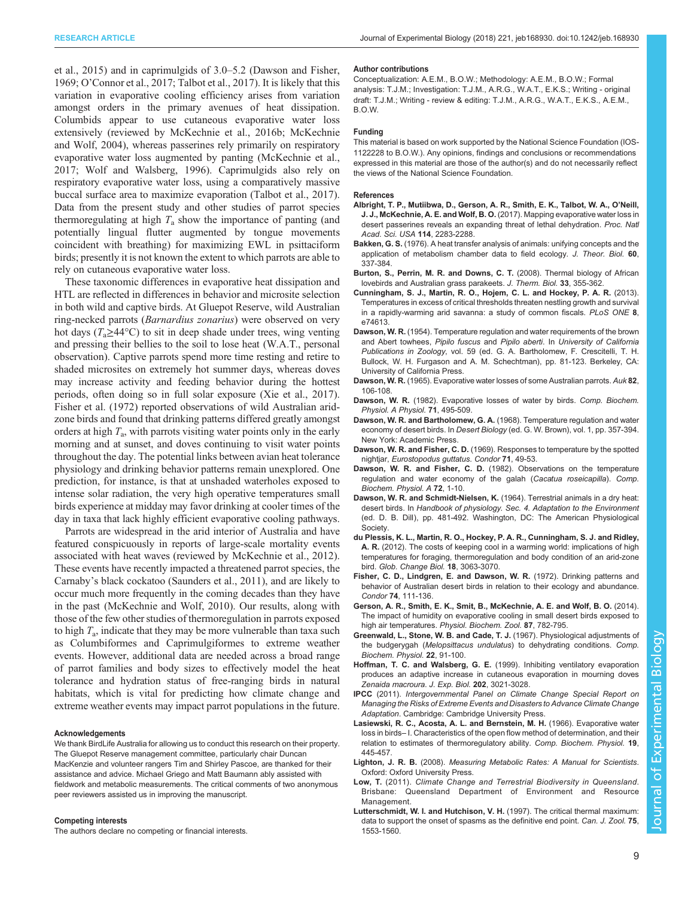et al., 2015) and in caprimulgids of 3.0–5.2 (Dawson and Fisher, 1969; O'Connor et al., 2017; Talbot et al., 2017). It is likely that this variation in evaporative cooling efficiency arises from variation amongst orders in the primary avenues of heat dissipation. Columbids appear to use cutaneous evaporative water loss extensively (reviewed by McKechnie et al., 2016b; McKechnie and Wolf, 2004), whereas passerines rely primarily on respiratory evaporative water loss augmented by panting (McKechnie et al., 2017; Wolf and Walsberg, 1996). Caprimulgids also rely on respiratory evaporative water loss, using a comparatively massive buccal surface area to maximize evaporation (Talbot et al., 2017). Data from the present study and other studies of parrot species thermoregulating at high $T_a$ show the importance of panting (and potentially lingual flutter augmented by tongue movements coincident with breathing) for maximizing EWL in psittaciform birds; presently it is not known the extent to which parrots are able to rely on cutaneous evaporative water loss.

These taxonomic differences in evaporative heat dissipation and HTL are reflected in differences in behavior and microsite selection in both wild and captive birds. At Gluepot Reserve, wild Australian ring-necked parrots (*Barnardius zonarius*) were observed on very hot days ($T_a$≥44°C) to sit in deep shade under trees, wing venting and pressing their bellies to the soil to lose heat (W.A.T., personal observation). Captive parrots spend more time resting and retire to shaded microsites on extremely hot summer days, whereas doves may increase activity and feeding behavior during the hottest periods, often doing so in full solar exposure (Xie et al., 2017). Fisher et al. (1972) reported observations of wild Australian arid-zone birds and found that drinking patterns differed greatly amongst orders at high $T_a$, with parrots visiting water points only in the early morning and at sunset, and doves continuing to visit water points throughout the day. The potential links between avian heat tolerance physiology and drinking behavior patterns remain unexplored. One prediction, for instance, is that at unshaded waterholes exposed to intense solar radiation, the very high operative temperatures small birds experience at midday may favor drinking at cooler times of the day in taxa that lack highly efficient evaporative cooling pathways.

Parrots are widespread in the arid interior of Australia and have featured conspicuously in reports of large-scale mortality events associated with heat waves (reviewed by McKechnie et al., 2012). These events have recently impacted a threatened parrot species, the Carnaby's black cockatoo (Saunders et al., 2011), and are likely to occur much more frequently in the coming decades than they have in the past (McKechnie and Wolf, 2010). Our results, along with those of the few other studies of thermoregulation in parrots exposed to high $T_a$, indicate that they may be more vulnerable than taxa such as Columbiformes and Caprimulgiformes to extreme weather events. However, additional data are needed across a broad range of parrot families and body sizes to effectively model the heat tolerance and hydration status of free-ranging birds in natural habitats, which is vital for predicting how climate change and extreme weather events may impact parrot populations in the future.

#### Acknowledgements
We thank BirdLife Australia for allowing us to conduct this research on their property. The Gluepot Reserve management committee, particularly chair Duncan MacKenzie and volunteer rangers Tim and Shirley Pascoe, are thanked for their assistance and advice. Michael Griego and Matt Baumann ably assisted with fieldwork and metabolic measurements. The critical comments of two anonymous peer reviewers assisted us in improving the manuscript.

#### Competing interests
The authors declare no competing or financial interests.

#### Author contributions
Conceptualization: A.E.M., B.O.W.; Methodology: A.E.M., B.O.W.; Formal analysis: T.J.M.; Investigation: T.J.M., A.R.G., W.A.T., E.K.S.; Writing - original draft: T.J.M.; Writing - review & editing: T.J.M., A.R.G., W.A.T., E.K.S., A.E.M., B.O.W.

#### Funding
This material is based on work supported by the National Science Foundation (IOS-1122228 to B.O.W.). Any opinions, findings and conclusions or recommendations expressed in this material are those of the author(s) and do not necessarily reflect the views of the National Science Foundation.

#### References
**Albright, T. P., Mutiibwa, D., Gerson, A. R., Smith, E. K., Talbot, W. A., O'Neill, J. J., McKechnie, A. E. and Wolf, B. O.** (2017). Mapping evaporative water loss in desert passerines reveals an expanding threat of lethal dehydration. *Proc. Natl Acad. Sci. USA* **114**, 2283-2288.

**Bakken, G. S.** (1976). A heat transfer analysis of animals: unifying concepts and the application of metabolism chamber data to field ecology. *J. Theor. Biol.* **60**, 337-384.

**Burton, S., Perrin, M. R. and Downs, C. T.** (2008). Thermal biology of African lovebirds and Australian grass parakeets. *J. Therm. Biol.* **33**, 355-362.

**Cunningham, S. J., Martin, R. O., Hojem, C. L. and Hockey, P. A. R.** (2013). Temperatures in excess of critical thresholds threaten nestling growth and survival in a rapidly-warming arid savanna: a study of common fiscals. *PLoS ONE* **8**, e74613.

**Dawson, W. R.** (1954). Temperature regulation and water requirements of the brown and Abert towhees, *Pipilo fuscus* and *Pipilo aberti*. In *University of California Publications in Zoology*, vol. 59 (ed. G. A. Bartholomew, F. Crescitelli, T. H. Bullock, W. H. Furgason and A. M. Schechtman), pp. 81-123. Berkeley, CA: University of California Press.

**Dawson, W. R.** (1965). Evaporative water losses of some Australian parrots. *Auk* **82**, 106-108.

**Dawson, W. R.** (1982). Evaporative losses of water by birds. *Comp. Biochem. Physiol. A Physiol.* **71**, 495-509.

**Dawson, W. R. and Bartholomew, G. A.** (1968). Temperature regulation and water economy of desert birds. In *Desert Biology* (ed. G. W. Brown), vol. 1, pp. 357-394. New York: Academic Press.

**Dawson, W. R. and Fisher, C. D.** (1969). Responses to temperature by the spotted nightjar, *Eurostopodus guttatus*. *Condor* **71**, 49-53.

**Dawson, W. R. and Fisher, C. D.** (1982). Observations on the temperature regulation and water economy of the galah (*Cacatua roseicapilla*). *Comp. Biochem. Physiol. A* **72**, 1-10.

**Dawson, W. R. and Schmidt-Nielsen, K.** (1964). Terrestrial animals in a dry heat: desert birds. In *Handbook of physiology. Sec. 4. Adaptation to the Environment* (ed. D. B. Dill), pp. 481-492. Washington, DC: The American Physiological Society.

**du Plessis, K. L., Martin, R. O., Hockey, P. A. R., Cunningham, S. J. and Ridley, A. R.** (2012). The costs of keeping cool in a warming world: implications of high temperatures for foraging, thermoregulation and body condition of an arid-zone bird. *Glob. Change Biol.* **18**, 3063-3070.

**Fisher, C. D., Lindgren, E. and Dawson, W. R.** (1972). Drinking patterns and behavior of Australian desert birds in relation to their ecology and abundance. *Condor* **74**, 111-136.

**Gerson, A. R., Smith, E. K., Smit, B., McKechnie, A. E. and Wolf, B. O.** (2014). The impact of humidity on evaporative cooling in small desert birds exposed to high air temperatures. *Physiol. Biochem. Zool.* **87**, 782-795.

**Greenwald, L., Stone, W. B. and Cade, T. J.** (1967). Physiological adjustments of the budgerygah (*Melopsittacus undulatus*) to dehydrating conditions. *Comp. Biochem. Physiol.* **22**, 91-100.

**Hoffman, T. C. and Walsberg, G. E.** (1999). Inhibiting ventilatory evaporation produces an adaptive increase in cutaneous evaporation in mourning doves *Zenaida macroura*. *J. Exp. Biol.* **202**, 3021-3028.

**IPCC** (2011). *Intergovernmental Panel on Climate Change Special Report on Managing the Risks of Extreme Events and Disasters to Advance Climate Change Adaptation*. Cambridge: Cambridge University Press.

**Lasiewski, R. C., Acosta, A. L. and Bernstein, M. H.** (1966). Evaporative water loss in birds– I. Characteristics of the open flow method of determination, and their relation to estimates of thermoregulatory ability. *Comp. Biochem. Physiol.* **19**, 445-457.

**Lighton, J. R. B.** (2008). *Measuring Metabolic Rates: A Manual for Scientists*. Oxford: Oxford University Press.

**Low, T.** (2011). *Climate Change and Terrestrial Biodiversity in Queensland*. Brisbane: Queensland Department of Environment and Resource Management.

**Lutterschmidt, W. I. and Hutchison, V. H.** (1997). The critical thermal maximum: data to support the onset of spasms as the definitive end point. *Can. J. Zool.* **75**, 1553-1560.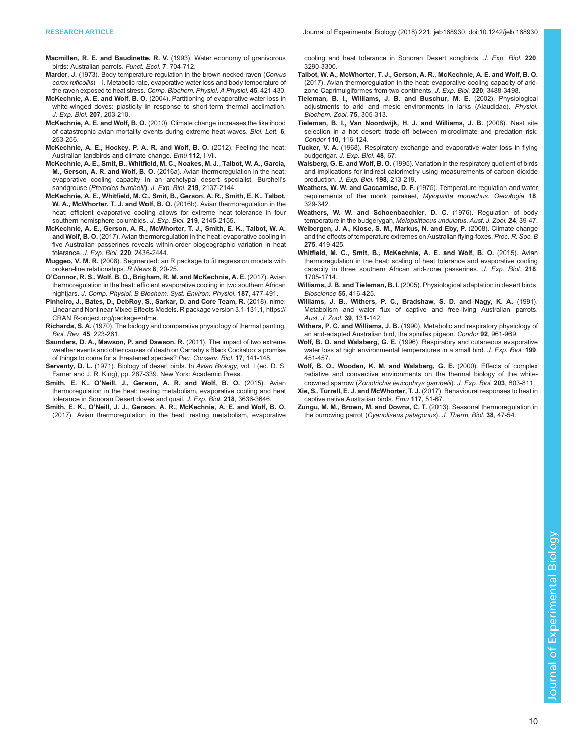**Macmillen, R. E. and Baudinette, R. V.** (1993). Water economy of granivorous birds: Australian parrots. *Funct. Ecol.* **7**, 704-712.

**Marder, J.** (1973). Body temperature regulation in the brown-necked raven (*Corvus corax ruficollis*)—I. Metabolic rate, evaporative water loss and body temperature of the raven exposed to heat stress. *Comp. Biochem. Physiol. A Physiol.* **45**, 421-430.

**McKechnie, A. E. and Wolf, B. O.** (2004). Partitioning of evaporative water loss in white-winged doves: plasticity in response to short-term thermal acclimation. *J. Exp. Biol.* **207**, 203-210.

**McKechnie, A. E. and Wolf, B. O.** (2010). Climate change increases the likelihood of catastrophic avian mortality events during extreme heat waves. *Biol. Lett.* **6**, 253-256.

**McKechnie, A. E., Hockey, P. A. R. and Wolf, B. O.** (2012). Feeling the heat: Australian landbirds and climate change. *Emu* **112**, I-Vii.

**McKechnie, A. E., Smit, B., Whitfield, M. C., Noakes, M. J., Talbot, W. A., Garcia, M., Gerson, A. R. and Wolf, B. O.** (2016a). Avian thermoregulation in the heat: evaporative cooling capacity in an archetypal desert specialist, Burchell's sandgrouse (*Pterocles burchelli*). *J. Exp. Biol.* **219**, 2137-2144.

**McKechnie, A. E., Whitfield, M. C., Smit, B., Gerson, A. R., Smith, E. K., Talbot, W. A., McWhorter, T. J. and Wolf, B. O.** (2016b). Avian thermoregulation in the heat: efficient evaporative cooling allows for extreme heat tolerance in four southern hemisphere columbids. *J. Exp. Biol.* **219**, 2145-2155.

**McKechnie, A. E., Gerson, A. R., McWhorter, T. J., Smith, E. K., Talbot, W. A. and Wolf, B. O.** (2017). Avian thermoregulation in the heat: evaporative cooling in five Australian passerines reveals within-order biogeographic variation in heat tolerance. *J. Exp. Biol.* **220**, 2436-2444.

**Muggeo, V. M. R.** (2008). Segmented: an R package to fit regression models with broken-line relationships. *R News* **8**, 20-25.

**O'Connor, R. S., Wolf, B. O., Brigham, R. M. and McKechnie, A. E.** (2017). Avian thermoregulation in the heat: efficient evaporative cooling in two southern African nightjars. *J. Comp. Physiol. B Biochem. Syst. Environ. Physiol.* **187**, 477-491.

**Pinheiro, J., Bates, D., DebRoy, S., Sarkar, D. and Core Team, R.** (2018). nlme: Linear and Nonlinear Mixed Effects Models. R package version 3.1-131.1, https://CRAN.R-project.org/package=nlme.

**Richards, S. A.** (1970). The biology and comparative physiology of thermal panting. *Biol. Rev.* **45**, 223-261.

**Saunders, D. A., Mawson, P. and Dawson, R.** (2011). The impact of two extreme weather events and other causes of death on Carnaby's Black Cockatoo: a promise of things to come for a threatened species? *Pac. Conserv. Biol.* **17**, 141-148.

**Serventy, D. L.** (1971). Biology of desert birds. In *Avian Biology*, vol. I (ed. D. S. Farner and J. R. King), pp. 287-339. New York: Academic Press.

**Smith, E. K., O'Neill, J., Gerson, A. R. and Wolf, B. O.** (2015). Avian thermoregulation in the heat: resting metabolism, evaporative cooling and heat tolerance in Sonoran Desert doves and quail. *J. Exp. Biol.* **218**, 3636-3646.

**Smith, E. K., O'Neill, J. J., Gerson, A. R., McKechnie, A. E. and Wolf, B. O.** (2017). Avian thermoregulation in the heat: resting metabolism, evaporative cooling and heat tolerance in Sonoran Desert songbirds. *J. Exp. Biol.* **220**, 3290-3300.

**Talbot, W. A., McWhorter, T. J., Gerson, A. R., McKechnie, A. E. and Wolf, B. O.** (2017). Avian thermoregulation in the heat: evaporative cooling capacity of arid-zone Caprimulgiformes from two continents. *J. Exp. Biol.* **220**, 3488-3498.

**Tieleman, B. I., Williams, J. B. and Buschur, M. E.** (2002). Physiological adjustments to arid and mesic environments in larks (Alaudidae). *Physiol. Biochem. Zool.* **75**, 305-313.

**Tieleman, B. I., Van Noordwijk, H. J. and Williams, J. B.** (2008). Nest site selection in a hot desert: trade-off between microclimate and predation risk. *Condor* **110**, 116-124.

**Tucker, V. A.** (1968). Respiratory exchange and evaporative water loss in flying budgerigar. *J. Exp. Biol.* **48**, 67.

**Walsberg, G. E. and Wolf, B. O.** (1995). Variation in the respiratory quotient of birds and implications for indirect calorimetry using measurements of carbon dioxide production. *J. Exp. Biol.* **198**, 213-219.

**Weathers, W. W. and Caccamise, D. F.** (1975). Temperature regulation and water requirements of the monk parakeet, *Myiopsitta monachus*. *Oecologia* **18**, 329-342.

**Weathers, W. W. and Schoenbaechler, D. C.** (1976). Regulation of body temperature in the budgerygah, *Melopsittacus undulatus*. *Aust. J. Zool.* **24**, 39-47.

**Welbergen, J. A., Klose, S. M., Markus, N. and Eby, P.** (2008). Climate change and the effects of temperature extremes on Australian flying-foxes. *Proc. R. Soc. B* **275**, 419-425.

**Whitfield, M. C., Smit, B., McKechnie, A. E. and Wolf, B. O.** (2015). Avian thermoregulation in the heat: scaling of heat tolerance and evaporative cooling capacity in three southern African arid-zone passerines. *J. Exp. Biol.* **218**, 1705-1714.

**Williams, J. B. and Tieleman, B. I.** (2005). Physiological adaptation in desert birds. *Bioscience* **55**, 416-425.

**Williams, J. B., Withers, P. C., Bradshaw, S. D. and Nagy, K. A.** (1991). Metabolism and water flux of captive and free-living Australian parrots. *Aust. J. Zool.* **39**, 131-142.

**Withers, P. C. and Williams, J. B.** (1990). Metabolic and respiratory physiology of an arid-adapted Australian bird, the spinifex pigeon. *Condor* **92**, 961-969.

**Wolf, B. O. and Walsberg, G. E.** (1996). Respiratory and cutaneous evaporative water loss at high environmental temperatures in a small bird. *J. Exp. Biol.* **199**, 451-457.

**Wolf, B. O., Wooden, K. M. and Walsberg, G. E.** (2000). Effects of complex radiative and convective environments on the thermal biology of the white-crowned sparrow (*Zonotrichia leucophrys gambelii*). *J. Exp. Biol.* **203**, 803-811.

**Xie, S., Turrell, E. J. and McWhorter, T. J.** (2017). Behavioural responses to heat in captive native Australian birds. *Emu* **117**, 51-67.

**Zungu, M. M., Brown, M. and Downs, C. T.** (2013). Seasonal thermoregulation in the burrowing parrot (*Cyanoliseus patagonus*). *J. Therm. Biol.* **38**, 47-54.